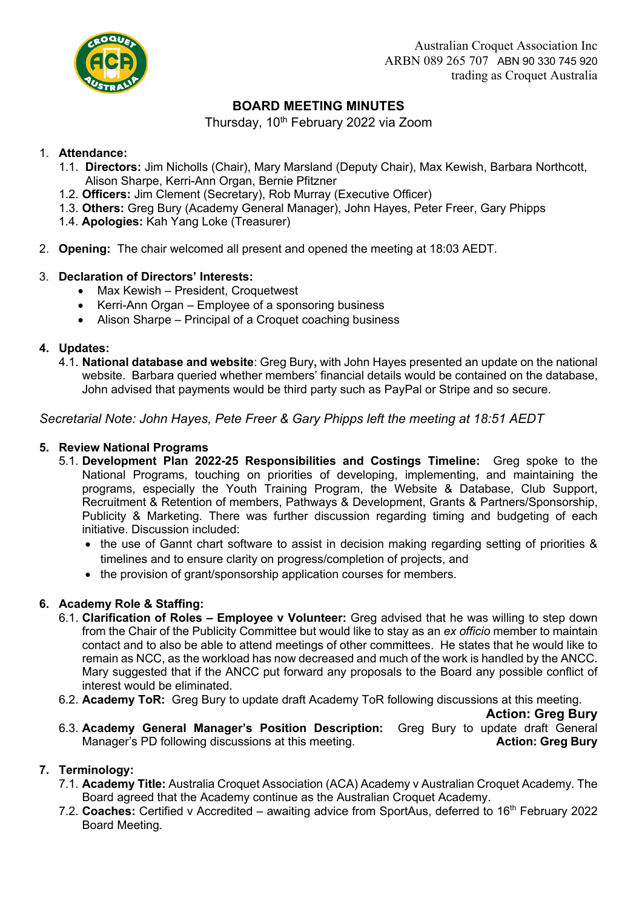Australian Croquet Association Inc
ARBN 089 265 707 ABN 90 330 745 920
trading as Croquet Australia

# BOARD MEETING MINUTES

Thursday, 10th February 2022 via Zoom

1. **Attendance:**
   1.1. **Directors:** Jim Nicholls (Chair), Mary Marsland (Deputy Chair), Max Kewish, Barbara Northcott, Alison Sharpe, Kerri-Ann Organ, Bernie Pfitzner
   1.2. **Officers:** Jim Clement (Secretary), Rob Murray (Executive Officer)
   1.3. **Others:** Greg Bury (Academy General Manager), John Hayes, Peter Freer, Gary Phipps
   1.4. **Apologies:** Kah Yang Loke (Treasurer)

2. **Opening:** The chair welcomed all present and opened the meeting at 18:03 AEDT.

3. **Declaration of Directors' Interests:**
   - Max Kewish – President, Croquetwest
   - Kerri-Ann Organ – Employee of a sponsoring business
   - Alison Sharpe – Principal of a Croquet coaching business

4. **Updates:**
   4.1. **National database and website**: Greg Bury**,** with John Hayes presented an update on the national website. Barbara queried whether members' financial details would be contained on the database, John advised that payments would be third party such as PayPal or Stripe and so secure.

*Secretarial Note: John Hayes, Pete Freer & Gary Phipps left the meeting at 18:51 AEDT*

5. **Review National Programs**
   5.1. **Development Plan 2022-25 Responsibilities and Costings Timeline:** Greg spoke to the National Programs, touching on priorities of developing, implementing, and maintaining the programs, especially the Youth Training Program, the Website & Database, Club Support, Recruitment & Retention of members, Pathways & Development, Grants & Partners/Sponsorship, Publicity & Marketing. There was further discussion regarding timing and budgeting of each initiative. Discussion included:
   - the use of Gannt chart software to assist in decision making regarding setting of priorities & timelines and to ensure clarity on progress/completion of projects, and
   - the provision of grant/sponsorship application courses for members.

6. **Academy Role & Staffing:**
   6.1. **Clarification of Roles – Employee v Volunteer:** Greg advised that he was willing to step down from the Chair of the Publicity Committee but would like to stay as an *ex officio* member to maintain contact and to also be able to attend meetings of other committees. He states that he would like to remain as NCC, as the workload has now decreased and much of the work is handled by the ANCC. Mary suggested that if the ANCC put forward any proposals to the Board any possible conflict of interest would be eliminated.
   6.2. **Academy ToR:** Greg Bury to update draft Academy ToR following discussions at this meeting.
   **Action: Greg Bury**
   6.3. **Academy General Manager's Position Description:** Greg Bury to update draft General Manager's PD following discussions at this meeting.
   **Action: Greg Bury**

7. **Terminology:**
   7.1. **Academy Title:** Australia Croquet Association (ACA) Academy v Australian Croquet Academy. The Board agreed that the Academy continue as the Australian Croquet Academy.
   7.2. **Coaches:** Certified v Accredited – awaiting advice from SportAus, deferred to 16th February 2022 Board Meeting.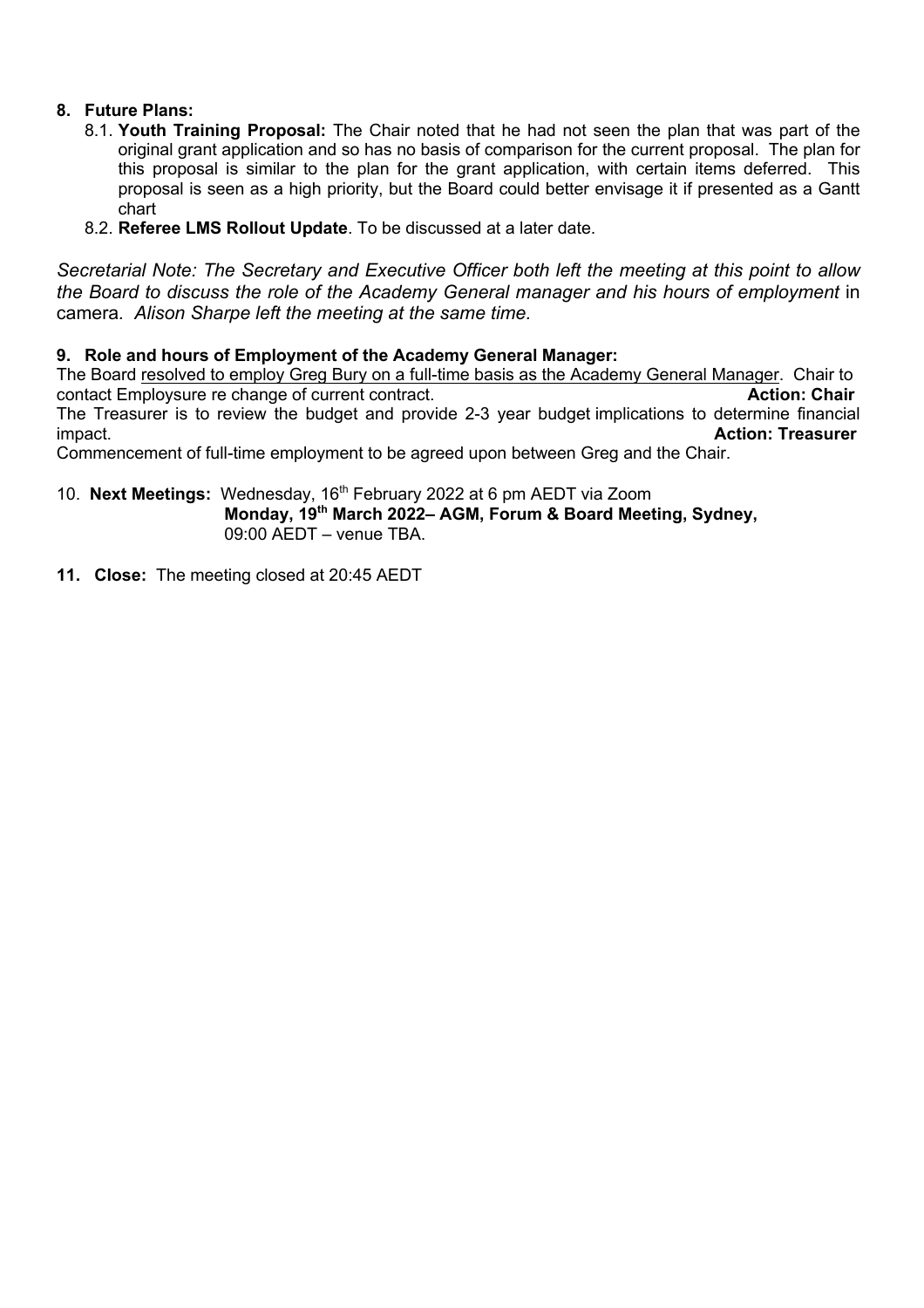**8. Future Plans:**

8.1. **Youth Training Proposal:** The Chair noted that he had not seen the plan that was part of the original grant application and so has no basis of comparison for the current proposal. The plan for this proposal is similar to the plan for the grant application, with certain items deferred. This proposal is seen as a high priority, but the Board could better envisage it if presented as a Gantt chart

8.2. **Referee LMS Rollout Update**. To be discussed at a later date.

*Secretarial Note: The Secretary and Executive Officer both left the meeting at this point to allow the Board to discuss the role of the Academy General manager and his hours of employment* in camera. *Alison Sharpe left the meeting at the same time.*

**9. Role and hours of Employment of the Academy General Manager:**

The Board resolved to employ Greg Bury on a full-time basis as the Academy General Manager. Chair to contact Employsure re change of current contract. **Action: Chair**

The Treasurer is to review the budget and provide 2-3 year budget implications to determine financial impact. **Action: Treasurer**

Commencement of full-time employment to be agreed upon between Greg and the Chair.

10. **Next Meetings:** Wednesday, 16th February 2022 at 6 pm AEDT via Zoom
**Monday, 19th March 2022– AGM, Forum & Board Meeting, Sydney,**
09:00 AEDT – venue TBA.

**11. Close:** The meeting closed at 20:45 AEDT